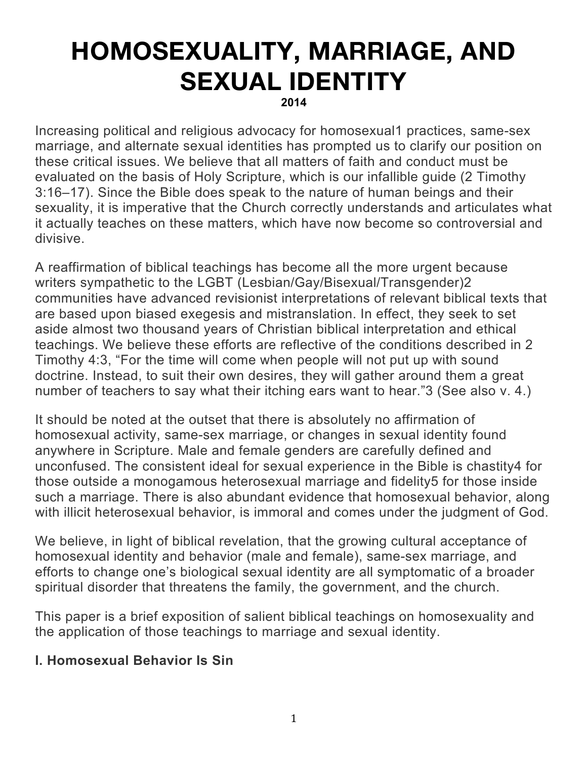# HOMOSEXUALITY, MARRIAGE, AND SEXUAL IDENTITY

**2014**

Increasing political and religious advocacy for homosexual[1] practices, same-sex marriage, and alternate sexual identities has prompted us to clarify our position on these critical issues. We believe that all matters of faith and conduct must be evaluated on the basis of Holy Scripture, which is our infallible guide (2 Timothy 3:16–17). Since the Bible does speak to the nature of human beings and their sexuality, it is imperative that the Church correctly understands and articulates what it actually teaches on these matters, which have now become so controversial and divisive.

A reaffirmation of biblical teachings has become all the more urgent because writers sympathetic to the LGBT (Lesbian/Gay/Bisexual/Transgender)[2] communities have advanced revisionist interpretations of relevant biblical texts that are based upon biased exegesis and mistranslation. In effect, they seek to set aside almost two thousand years of Christian biblical interpretation and ethical teachings. We believe these efforts are reflective of the conditions described in 2 Timothy 4:3, "For the time will come when people will not put up with sound doctrine. Instead, to suit their own desires, they will gather around them a great number of teachers to say what their itching ears want to hear."[3] (See also v. 4.)

It should be noted at the outset that there is absolutely no affirmation of homosexual activity, same-sex marriage, or changes in sexual identity found anywhere in Scripture. Male and female genders are carefully defined and unconfused. The consistent ideal for sexual experience in the Bible is chastity[4] for those outside a monogamous heterosexual marriage and fidelity[5] for those inside such a marriage. There is also abundant evidence that homosexual behavior, along with illicit heterosexual behavior, is immoral and comes under the judgment of God.

We believe, in light of biblical revelation, that the growing cultural acceptance of homosexual identity and behavior (male and female), same-sex marriage, and efforts to change one's biological sexual identity are all symptomatic of a broader spiritual disorder that threatens the family, the government, and the church.

This paper is a brief exposition of salient biblical teachings on homosexuality and the application of those teachings to marriage and sexual identity.

## I. Homosexual Behavior Is Sin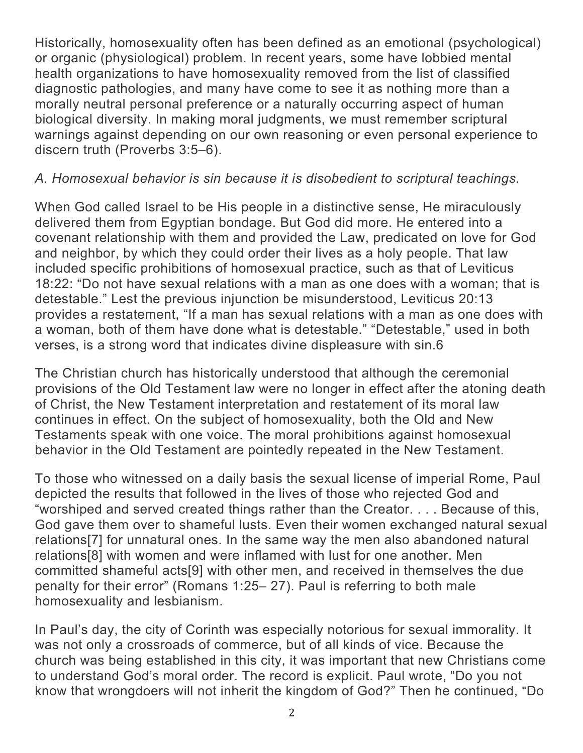Historically, homosexuality often has been defined as an emotional (psychological) or organic (physiological) problem. In recent years, some have lobbied mental health organizations to have homosexuality removed from the list of classified diagnostic pathologies, and many have come to see it as nothing more than a morally neutral personal preference or a naturally occurring aspect of human biological diversity. In making moral judgments, we must remember scriptural warnings against depending on our own reasoning or even personal experience to discern truth (Proverbs 3:5–6).

*A. Homosexual behavior is sin because it is disobedient to scriptural teachings.*

When God called Israel to be His people in a distinctive sense, He miraculously delivered them from Egyptian bondage. But God did more. He entered into a covenant relationship with them and provided the Law, predicated on love for God and neighbor, by which they could order their lives as a holy people. That law included specific prohibitions of homosexual practice, such as that of Leviticus 18:22: “Do not have sexual relations with a man as one does with a woman; that is detestable.” Lest the previous injunction be misunderstood, Leviticus 20:13 provides a restatement, “If a man has sexual relations with a man as one does with a woman, both of them have done what is detestable.” “Detestable,” used in both verses, is a strong word that indicates divine displeasure with sin.6

The Christian church has historically understood that although the ceremonial provisions of the Old Testament law were no longer in effect after the atoning death of Christ, the New Testament interpretation and restatement of its moral law continues in effect. On the subject of homosexuality, both the Old and New Testaments speak with one voice. The moral prohibitions against homosexual behavior in the Old Testament are pointedly repeated in the New Testament.

To those who witnessed on a daily basis the sexual license of imperial Rome, Paul depicted the results that followed in the lives of those who rejected God and “worshiped and served created things rather than the Creator. . . . Because of this, God gave them over to shameful lusts. Even their women exchanged natural sexual relations[7] for unnatural ones. In the same way the men also abandoned natural relations[8] with women and were inflamed with lust for one another. Men committed shameful acts[9] with other men, and received in themselves the due penalty for their error” (Romans 1:25– 27). Paul is referring to both male homosexuality and lesbianism.

In Paul’s day, the city of Corinth was especially notorious for sexual immorality. It was not only a crossroads of commerce, but of all kinds of vice. Because the church was being established in this city, it was important that new Christians come to understand God’s moral order. The record is explicit. Paul wrote, “Do you not know that wrongdoers will not inherit the kingdom of God?” Then he continued, “Do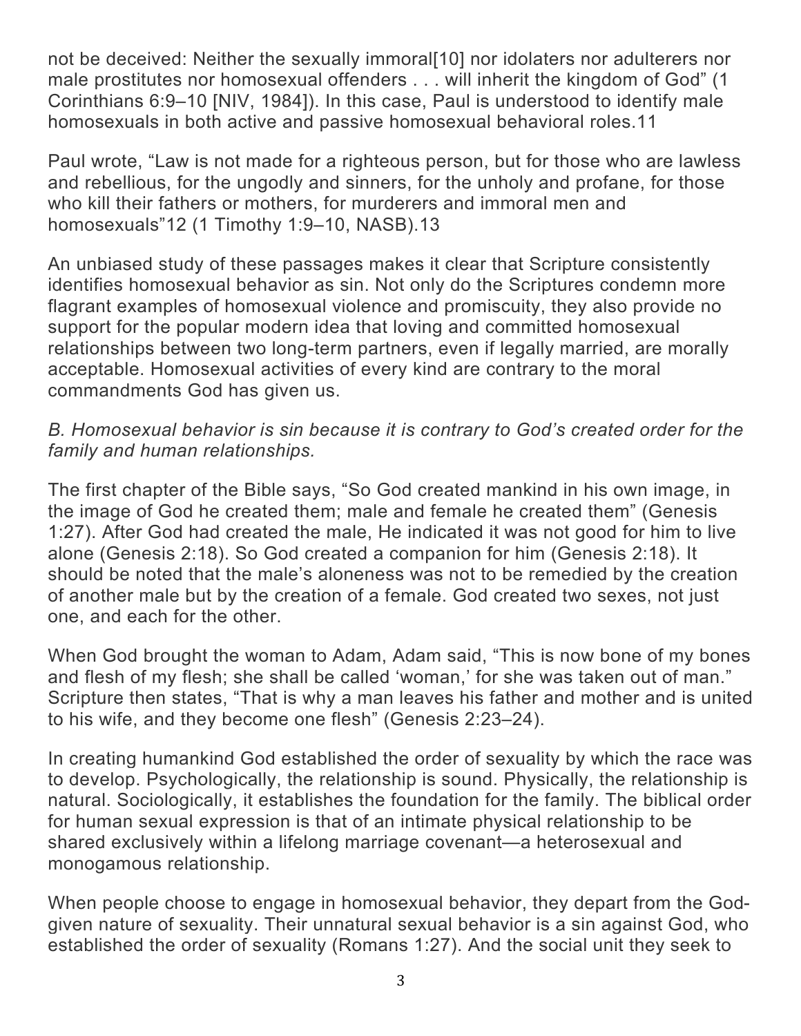not be deceived: Neither the sexually immoral[10] nor idolaters nor adulterers nor male prostitutes nor homosexual offenders . . . will inherit the kingdom of God" (1 Corinthians 6:9–10 [NIV, 1984]). In this case, Paul is understood to identify male homosexuals in both active and passive homosexual behavioral roles.11

Paul wrote, "Law is not made for a righteous person, but for those who are lawless and rebellious, for the ungodly and sinners, for the unholy and profane, for those who kill their fathers or mothers, for murderers and immoral men and homosexuals"12 (1 Timothy 1:9–10, NASB).13

An unbiased study of these passages makes it clear that Scripture consistently identifies homosexual behavior as sin. Not only do the Scriptures condemn more flagrant examples of homosexual violence and promiscuity, they also provide no support for the popular modern idea that loving and committed homosexual relationships between two long-term partners, even if legally married, are morally acceptable. Homosexual activities of every kind are contrary to the moral commandments God has given us.

*B. Homosexual behavior is sin because it is contrary to God's created order for the family and human relationships.*

The first chapter of the Bible says, "So God created mankind in his own image, in the image of God he created them; male and female he created them" (Genesis 1:27). After God had created the male, He indicated it was not good for him to live alone (Genesis 2:18). So God created a companion for him (Genesis 2:18). It should be noted that the male's aloneness was not to be remedied by the creation of another male but by the creation of a female. God created two sexes, not just one, and each for the other.

When God brought the woman to Adam, Adam said, "This is now bone of my bones and flesh of my flesh; she shall be called 'woman,' for she was taken out of man." Scripture then states, "That is why a man leaves his father and mother and is united to his wife, and they become one flesh" (Genesis 2:23–24).

In creating humankind God established the order of sexuality by which the race was to develop. Psychologically, the relationship is sound. Physically, the relationship is natural. Sociologically, it establishes the foundation for the family. The biblical order for human sexual expression is that of an intimate physical relationship to be shared exclusively within a lifelong marriage covenant—a heterosexual and monogamous relationship.

When people choose to engage in homosexual behavior, they depart from the God-given nature of sexuality. Their unnatural sexual behavior is a sin against God, who established the order of sexuality (Romans 1:27). And the social unit they seek to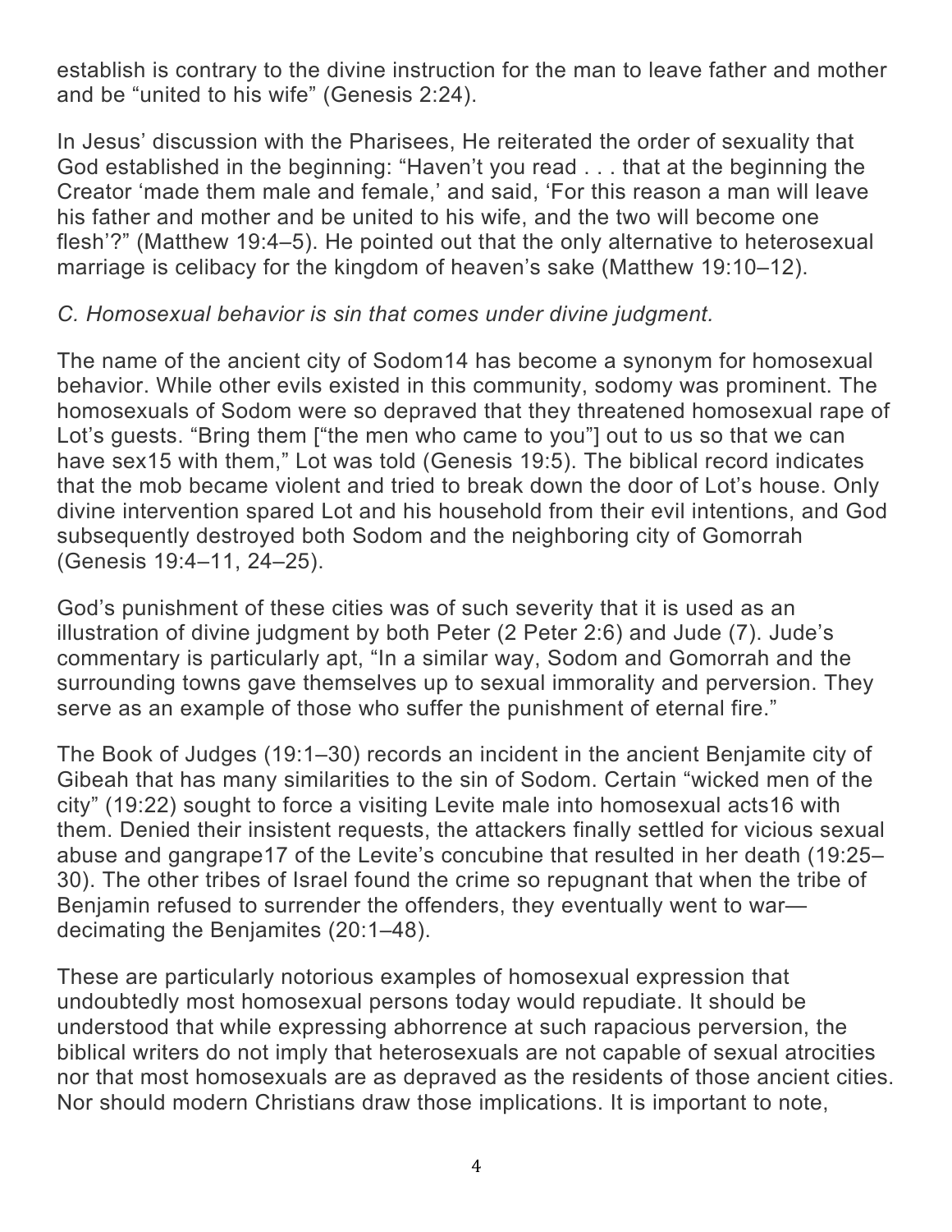establish is contrary to the divine instruction for the man to leave father and mother and be "united to his wife" (Genesis 2:24).

In Jesus' discussion with the Pharisees, He reiterated the order of sexuality that God established in the beginning: "Haven't you read . . . that at the beginning the Creator 'made them male and female,' and said, 'For this reason a man will leave his father and mother and be united to his wife, and the two will become one flesh'?" (Matthew 19:4–5). He pointed out that the only alternative to heterosexual marriage is celibacy for the kingdom of heaven's sake (Matthew 19:10–12).

*C. Homosexual behavior is sin that comes under divine judgment.*

The name of the ancient city of Sodom[14] has become a synonym for homosexual behavior. While other evils existed in this community, sodomy was prominent. The homosexuals of Sodom were so depraved that they threatened homosexual rape of Lot's guests. "Bring them ["the men who came to you"] out to us so that we can have sex[15] with them," Lot was told (Genesis 19:5). The biblical record indicates that the mob became violent and tried to break down the door of Lot's house. Only divine intervention spared Lot and his household from their evil intentions, and God subsequently destroyed both Sodom and the neighboring city of Gomorrah (Genesis 19:4–11, 24–25).

God's punishment of these cities was of such severity that it is used as an illustration of divine judgment by both Peter (2 Peter 2:6) and Jude (7). Jude's commentary is particularly apt, "In a similar way, Sodom and Gomorrah and the surrounding towns gave themselves up to sexual immorality and perversion. They serve as an example of those who suffer the punishment of eternal fire."

The Book of Judges (19:1–30) records an incident in the ancient Benjamite city of Gibeah that has many similarities to the sin of Sodom. Certain "wicked men of the city" (19:22) sought to force a visiting Levite male into homosexual acts[16] with them. Denied their insistent requests, the attackers finally settled for vicious sexual abuse and gangrape[17] of the Levite's concubine that resulted in her death (19:25–30). The other tribes of Israel found the crime so repugnant that when the tribe of Benjamin refused to surrender the offenders, they eventually went to war—decimating the Benjamites (20:1–48).

These are particularly notorious examples of homosexual expression that undoubtedly most homosexual persons today would repudiate. It should be understood that while expressing abhorrence at such rapacious perversion, the biblical writers do not imply that heterosexuals are not capable of sexual atrocities nor that most homosexuals are as depraved as the residents of those ancient cities. Nor should modern Christians draw those implications. It is important to note,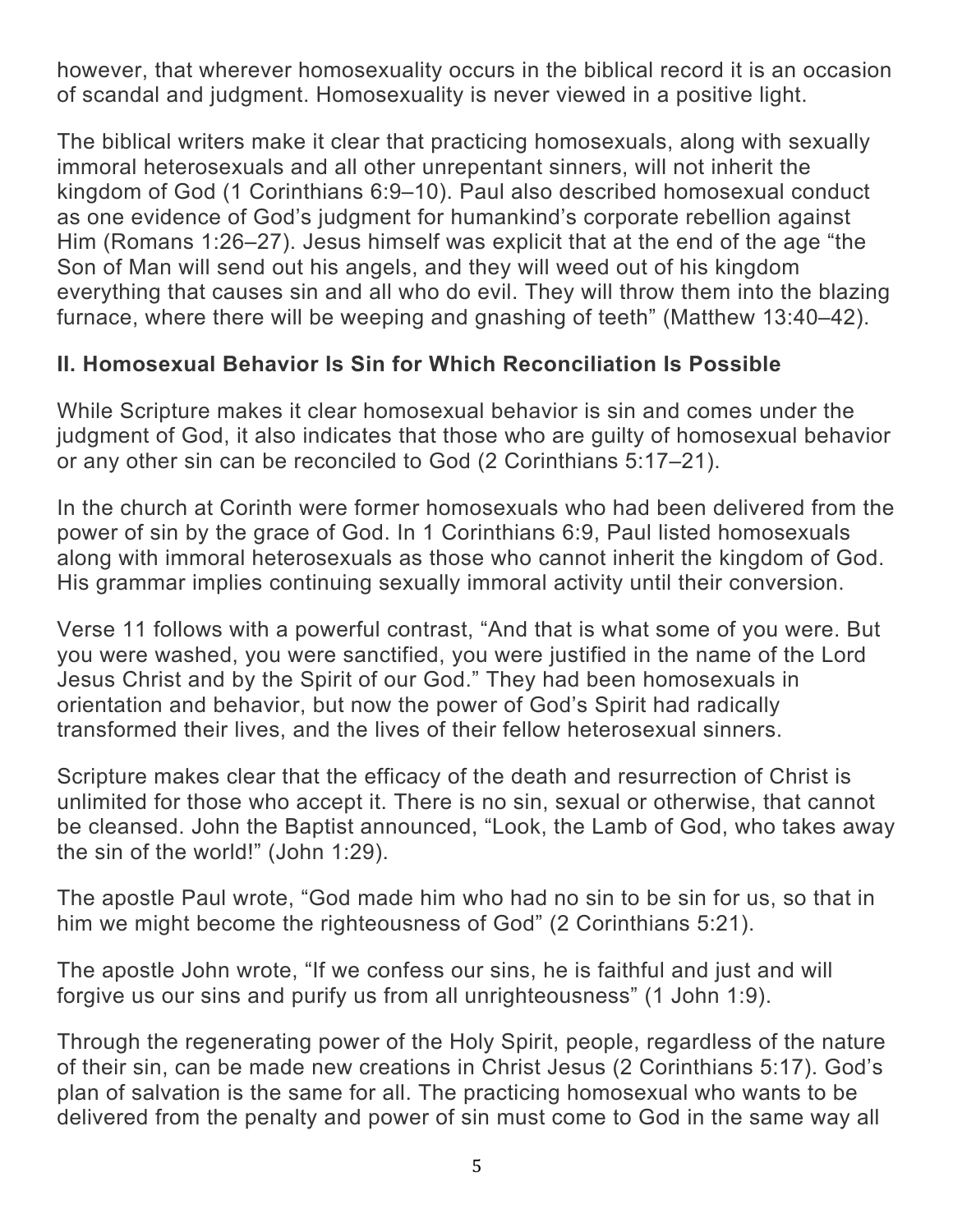however, that wherever homosexuality occurs in the biblical record it is an occasion of scandal and judgment. Homosexuality is never viewed in a positive light.

The biblical writers make it clear that practicing homosexuals, along with sexually immoral heterosexuals and all other unrepentant sinners, will not inherit the kingdom of God (1 Corinthians 6:9–10). Paul also described homosexual conduct as one evidence of God's judgment for humankind's corporate rebellion against Him (Romans 1:26–27). Jesus himself was explicit that at the end of the age "the Son of Man will send out his angels, and they will weed out of his kingdom everything that causes sin and all who do evil. They will throw them into the blazing furnace, where there will be weeping and gnashing of teeth" (Matthew 13:40–42).

### II. Homosexual Behavior Is Sin for Which Reconciliation Is Possible

While Scripture makes it clear homosexual behavior is sin and comes under the judgment of God, it also indicates that those who are guilty of homosexual behavior or any other sin can be reconciled to God (2 Corinthians 5:17–21).

In the church at Corinth were former homosexuals who had been delivered from the power of sin by the grace of God. In 1 Corinthians 6:9, Paul listed homosexuals along with immoral heterosexuals as those who cannot inherit the kingdom of God. His grammar implies continuing sexually immoral activity until their conversion.

Verse 11 follows with a powerful contrast, "And that is what some of you were. But you were washed, you were sanctified, you were justified in the name of the Lord Jesus Christ and by the Spirit of our God." They had been homosexuals in orientation and behavior, but now the power of God's Spirit had radically transformed their lives, and the lives of their fellow heterosexual sinners.

Scripture makes clear that the efficacy of the death and resurrection of Christ is unlimited for those who accept it. There is no sin, sexual or otherwise, that cannot be cleansed. John the Baptist announced, "Look, the Lamb of God, who takes away the sin of the world!" (John 1:29).

The apostle Paul wrote, "God made him who had no sin to be sin for us, so that in him we might become the righteousness of God" (2 Corinthians 5:21).

The apostle John wrote, "If we confess our sins, he is faithful and just and will forgive us our sins and purify us from all unrighteousness" (1 John 1:9).

Through the regenerating power of the Holy Spirit, people, regardless of the nature of their sin, can be made new creations in Christ Jesus (2 Corinthians 5:17). God's plan of salvation is the same for all. The practicing homosexual who wants to be delivered from the penalty and power of sin must come to God in the same way all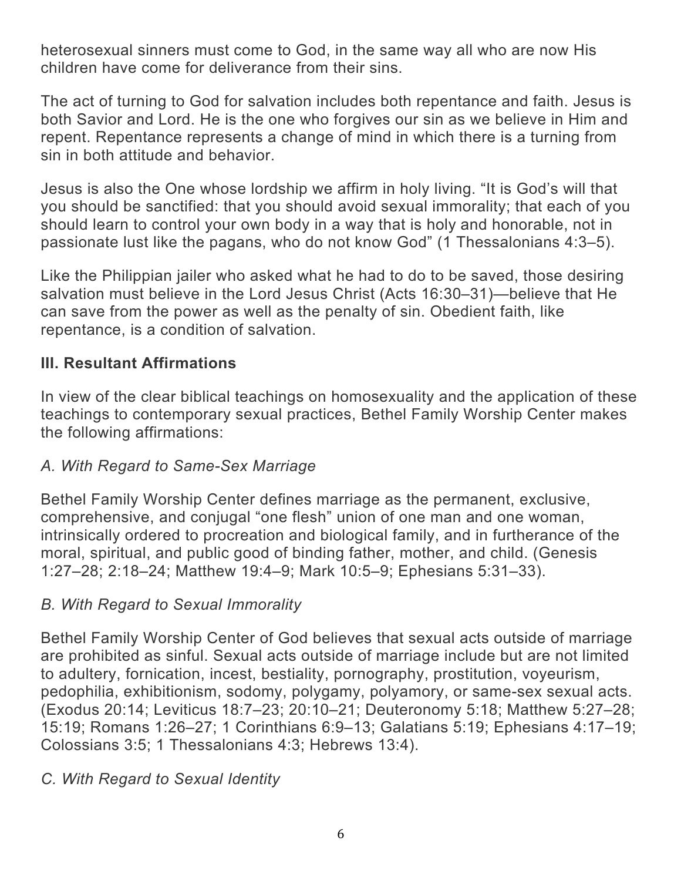heterosexual sinners must come to God, in the same way all who are now His children have come for deliverance from their sins.

The act of turning to God for salvation includes both repentance and faith. Jesus is both Savior and Lord. He is the one who forgives our sin as we believe in Him and repent. Repentance represents a change of mind in which there is a turning from sin in both attitude and behavior.

Jesus is also the One whose lordship we affirm in holy living. "It is God's will that you should be sanctified: that you should avoid sexual immorality; that each of you should learn to control your own body in a way that is holy and honorable, not in passionate lust like the pagans, who do not know God" (1 Thessalonians 4:3–5).

Like the Philippian jailer who asked what he had to do to be saved, those desiring salvation must believe in the Lord Jesus Christ (Acts 16:30–31)—believe that He can save from the power as well as the penalty of sin. Obedient faith, like repentance, is a condition of salvation.

## III. Resultant Affirmations

In view of the clear biblical teachings on homosexuality and the application of these teachings to contemporary sexual practices, Bethel Family Worship Center makes the following affirmations:

### *A. With Regard to Same-Sex Marriage*

Bethel Family Worship Center defines marriage as the permanent, exclusive, comprehensive, and conjugal "one flesh" union of one man and one woman, intrinsically ordered to procreation and biological family, and in furtherance of the moral, spiritual, and public good of binding father, mother, and child. (Genesis 1:27–28; 2:18–24; Matthew 19:4–9; Mark 10:5–9; Ephesians 5:31–33).

### *B. With Regard to Sexual Immorality*

Bethel Family Worship Center of God believes that sexual acts outside of marriage are prohibited as sinful. Sexual acts outside of marriage include but are not limited to adultery, fornication, incest, bestiality, pornography, prostitution, voyeurism, pedophilia, exhibitionism, sodomy, polygamy, polyamory, or same-sex sexual acts. (Exodus 20:14; Leviticus 18:7–23; 20:10–21; Deuteronomy 5:18; Matthew 5:27–28; 15:19; Romans 1:26–27; 1 Corinthians 6:9–13; Galatians 5:19; Ephesians 4:17–19; Colossians 3:5; 1 Thessalonians 4:3; Hebrews 13:4).

### *C. With Regard to Sexual Identity*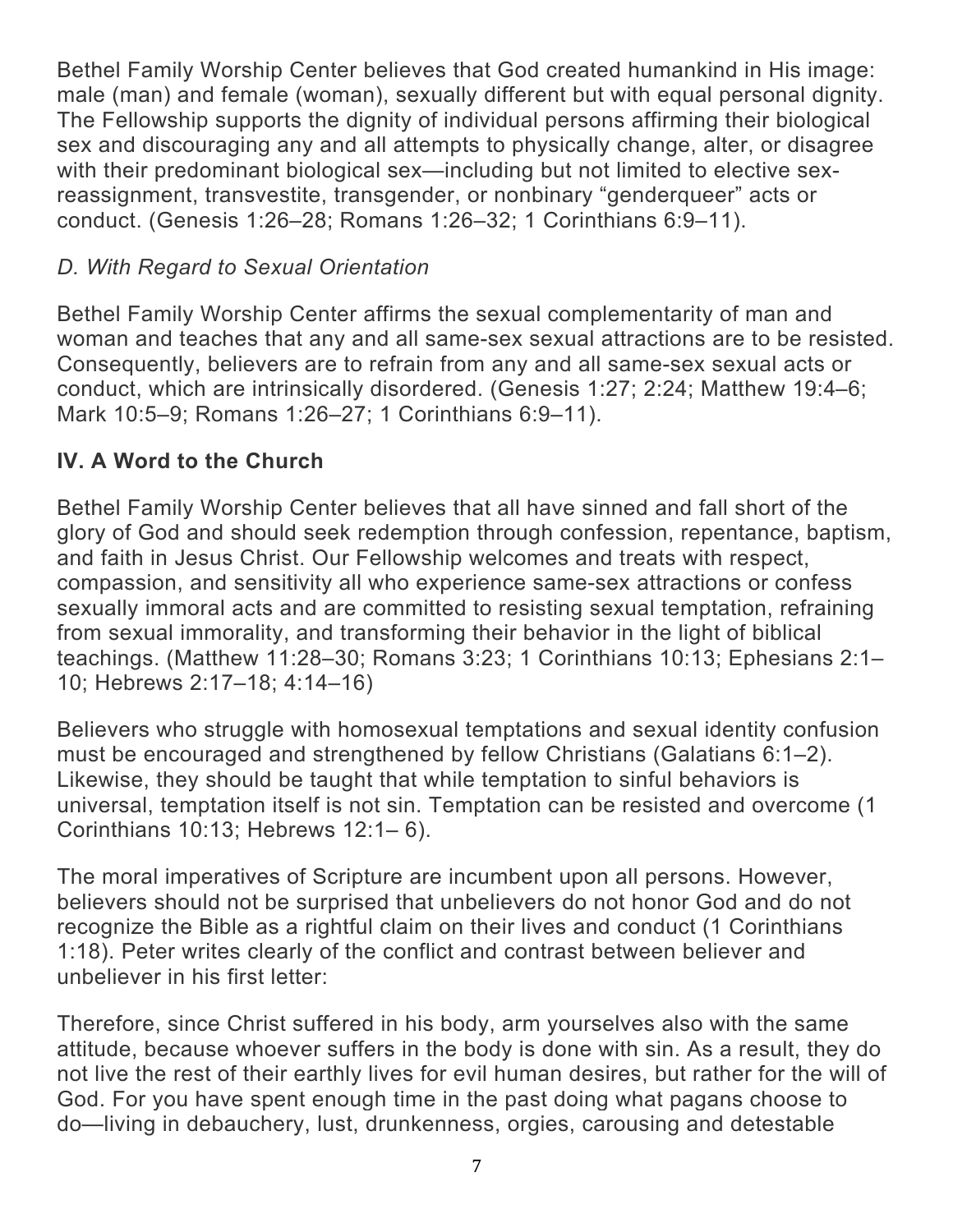Bethel Family Worship Center believes that God created humankind in His image: male (man) and female (woman), sexually different but with equal personal dignity. The Fellowship supports the dignity of individual persons affirming their biological sex and discouraging any and all attempts to physically change, alter, or disagree with their predominant biological sex—including but not limited to elective sex-reassignment, transvestite, transgender, or nonbinary "genderqueer" acts or conduct. (Genesis 1:26–28; Romans 1:26–32; 1 Corinthians 6:9–11).

### *D. With Regard to Sexual Orientation*

Bethel Family Worship Center affirms the sexual complementarity of man and woman and teaches that any and all same-sex sexual attractions are to be resisted. Consequently, believers are to refrain from any and all same-sex sexual acts or conduct, which are intrinsically disordered. (Genesis 1:27; 2:24; Matthew 19:4–6; Mark 10:5–9; Romans 1:26–27; 1 Corinthians 6:9–11).

## IV. A Word to the Church

Bethel Family Worship Center believes that all have sinned and fall short of the glory of God and should seek redemption through confession, repentance, baptism, and faith in Jesus Christ. Our Fellowship welcomes and treats with respect, compassion, and sensitivity all who experience same-sex attractions or confess sexually immoral acts and are committed to resisting sexual temptation, refraining from sexual immorality, and transforming their behavior in the light of biblical teachings. (Matthew 11:28–30; Romans 3:23; 1 Corinthians 10:13; Ephesians 2:1–10; Hebrews 2:17–18; 4:14–16)

Believers who struggle with homosexual temptations and sexual identity confusion must be encouraged and strengthened by fellow Christians (Galatians 6:1–2). Likewise, they should be taught that while temptation to sinful behaviors is universal, temptation itself is not sin. Temptation can be resisted and overcome (1 Corinthians 10:13; Hebrews 12:1– 6).

The moral imperatives of Scripture are incumbent upon all persons. However, believers should not be surprised that unbelievers do not honor God and do not recognize the Bible as a rightful claim on their lives and conduct (1 Corinthians 1:18). Peter writes clearly of the conflict and contrast between believer and unbeliever in his first letter:

Therefore, since Christ suffered in his body, arm yourselves also with the same attitude, because whoever suffers in the body is done with sin. As a result, they do not live the rest of their earthly lives for evil human desires, but rather for the will of God. For you have spent enough time in the past doing what pagans choose to do—living in debauchery, lust, drunkenness, orgies, carousing and detestable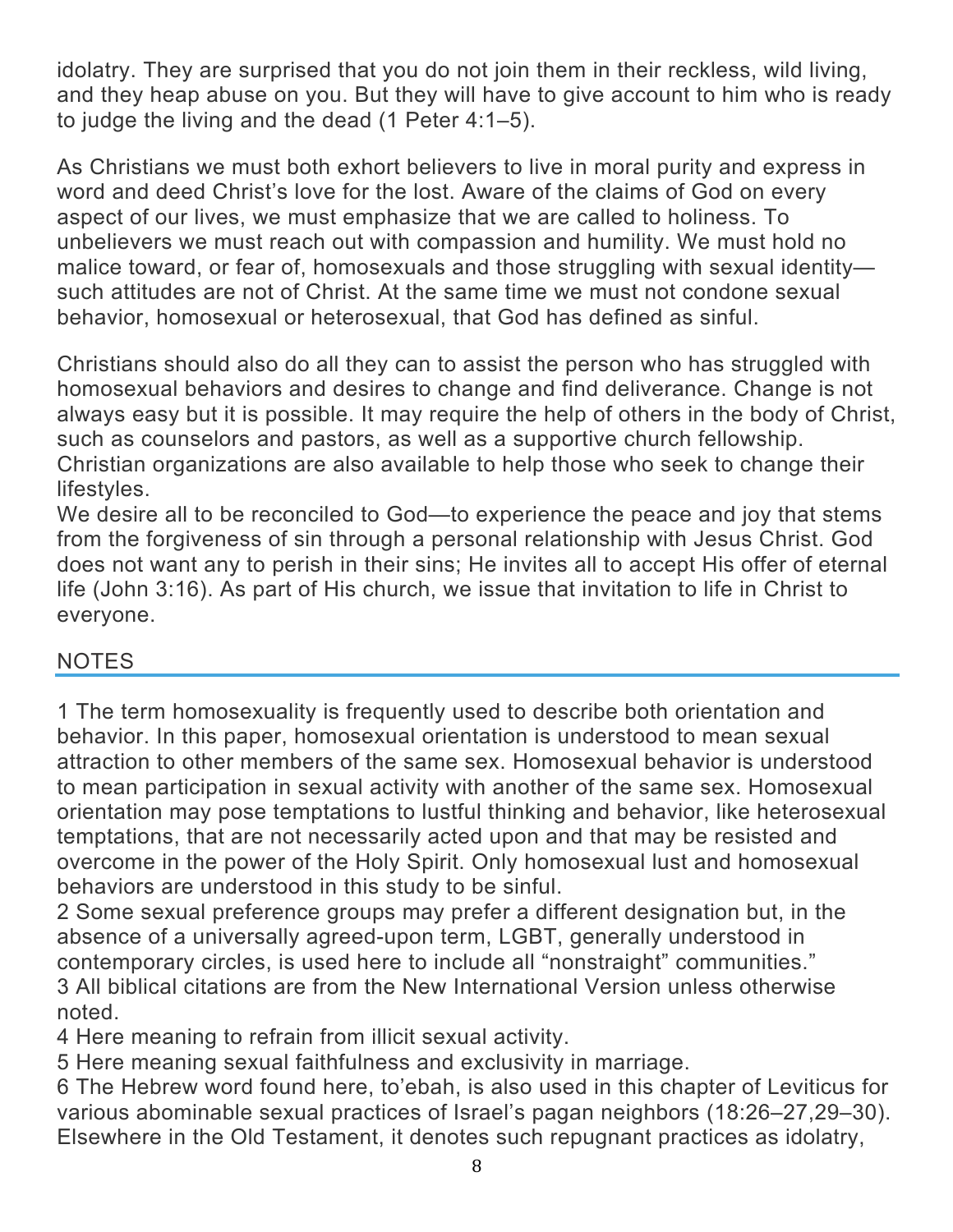idolatry. They are surprised that you do not join them in their reckless, wild living, and they heap abuse on you. But they will have to give account to him who is ready to judge the living and the dead (1 Peter 4:1–5).

As Christians we must both exhort believers to live in moral purity and express in word and deed Christ's love for the lost. Aware of the claims of God on every aspect of our lives, we must emphasize that we are called to holiness. To unbelievers we must reach out with compassion and humility. We must hold no malice toward, or fear of, homosexuals and those struggling with sexual identity—such attitudes are not of Christ. At the same time we must not condone sexual behavior, homosexual or heterosexual, that God has defined as sinful.

Christians should also do all they can to assist the person who has struggled with homosexual behaviors and desires to change and find deliverance. Change is not always easy but it is possible. It may require the help of others in the body of Christ, such as counselors and pastors, as well as a supportive church fellowship. Christian organizations are also available to help those who seek to change their lifestyles.

We desire all to be reconciled to God—to experience the peace and joy that stems from the forgiveness of sin through a personal relationship with Jesus Christ. God does not want any to perish in their sins; He invites all to accept His offer of eternal life (John 3:16). As part of His church, we issue that invitation to life in Christ to everyone.

## NOTES

1 The term homosexuality is frequently used to describe both orientation and behavior. In this paper, homosexual orientation is understood to mean sexual attraction to other members of the same sex. Homosexual behavior is understood to mean participation in sexual activity with another of the same sex. Homosexual orientation may pose temptations to lustful thinking and behavior, like heterosexual temptations, that are not necessarily acted upon and that may be resisted and overcome in the power of the Holy Spirit. Only homosexual lust and homosexual behaviors are understood in this study to be sinful.

2 Some sexual preference groups may prefer a different designation but, in the absence of a universally agreed-upon term, LGBT, generally understood in contemporary circles, is used here to include all "nonstraight" communities."

3 All biblical citations are from the New International Version unless otherwise noted.

4 Here meaning to refrain from illicit sexual activity.

5 Here meaning sexual faithfulness and exclusivity in marriage.

6 The Hebrew word found here, to'ebah, is also used in this chapter of Leviticus for various abominable sexual practices of Israel's pagan neighbors (18:26–27,29–30). Elsewhere in the Old Testament, it denotes such repugnant practices as idolatry,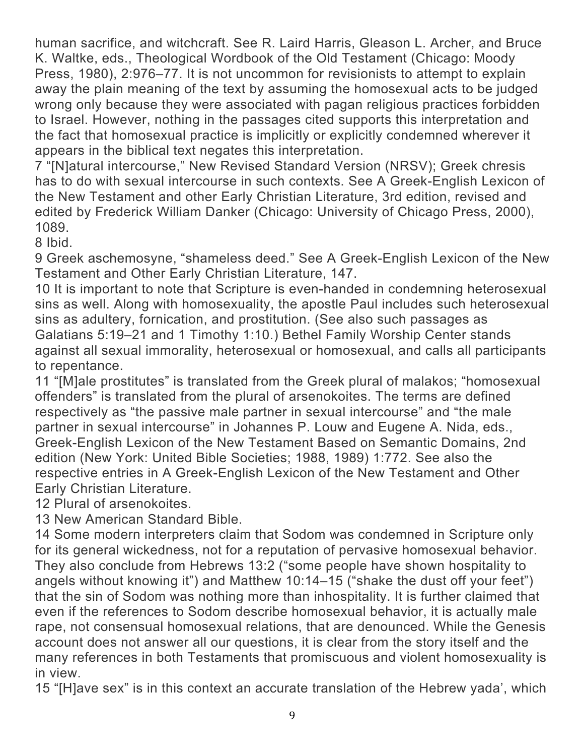human sacrifice, and witchcraft. See R. Laird Harris, Gleason L. Archer, and Bruce K. Waltke, eds., Theological Wordbook of the Old Testament (Chicago: Moody Press, 1980), 2:976–77. It is not uncommon for revisionists to attempt to explain away the plain meaning of the text by assuming the homosexual acts to be judged wrong only because they were associated with pagan religious practices forbidden to Israel. However, nothing in the passages cited supports this interpretation and the fact that homosexual practice is implicitly or explicitly condemned wherever it appears in the biblical text negates this interpretation.

7 "[N]atural intercourse," New Revised Standard Version (NRSV); Greek chresis has to do with sexual intercourse in such contexts. See A Greek-English Lexicon of the New Testament and other Early Christian Literature, 3rd edition, revised and edited by Frederick William Danker (Chicago: University of Chicago Press, 2000), 1089.

8 Ibid.

9 Greek aschemosyne, "shameless deed." See A Greek-English Lexicon of the New Testament and Other Early Christian Literature, 147.

10 It is important to note that Scripture is even-handed in condemning heterosexual sins as well. Along with homosexuality, the apostle Paul includes such heterosexual sins as adultery, fornication, and prostitution. (See also such passages as Galatians 5:19–21 and 1 Timothy 1:10.) Bethel Family Worship Center stands against all sexual immorality, heterosexual or homosexual, and calls all participants to repentance.

11 "[M]ale prostitutes" is translated from the Greek plural of malakos; "homosexual offenders" is translated from the plural of arsenokoites. The terms are defined respectively as "the passive male partner in sexual intercourse" and "the male partner in sexual intercourse" in Johannes P. Louw and Eugene A. Nida, eds., Greek-English Lexicon of the New Testament Based on Semantic Domains, 2nd edition (New York: United Bible Societies; 1988, 1989) 1:772. See also the respective entries in A Greek-English Lexicon of the New Testament and Other Early Christian Literature.

12 Plural of arsenokoites.

13 New American Standard Bible.

14 Some modern interpreters claim that Sodom was condemned in Scripture only for its general wickedness, not for a reputation of pervasive homosexual behavior. They also conclude from Hebrews 13:2 ("some people have shown hospitality to angels without knowing it") and Matthew 10:14–15 ("shake the dust off your feet") that the sin of Sodom was nothing more than inhospitality. It is further claimed that even if the references to Sodom describe homosexual behavior, it is actually male rape, not consensual homosexual relations, that are denounced. While the Genesis account does not answer all our questions, it is clear from the story itself and the many references in both Testaments that promiscuous and violent homosexuality is in view.

15 "[H]ave sex" is in this context an accurate translation of the Hebrew yada', which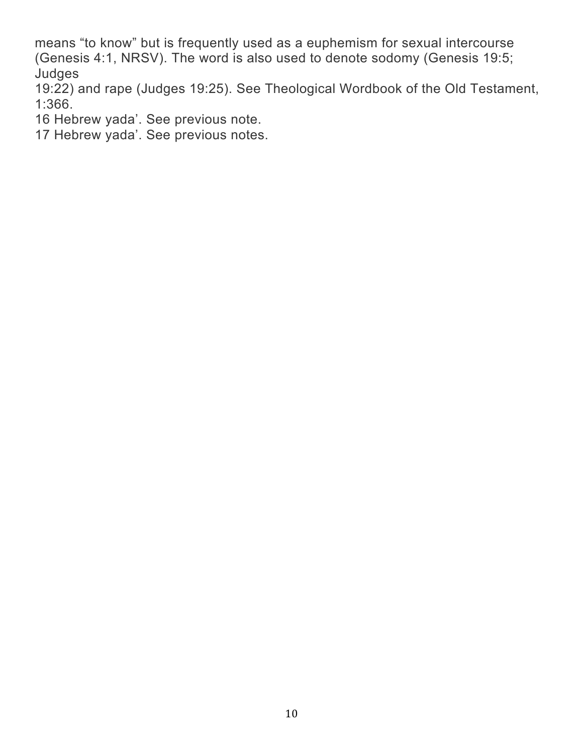means "to know" but is frequently used as a euphemism for sexual intercourse (Genesis 4:1, NRSV). The word is also used to denote sodomy (Genesis 19:5; Judges 19:22) and rape (Judges 19:25). See Theological Wordbook of the Old Testament, 1:366.

16 Hebrew yada'. See previous note.

17 Hebrew yada'. See previous notes.